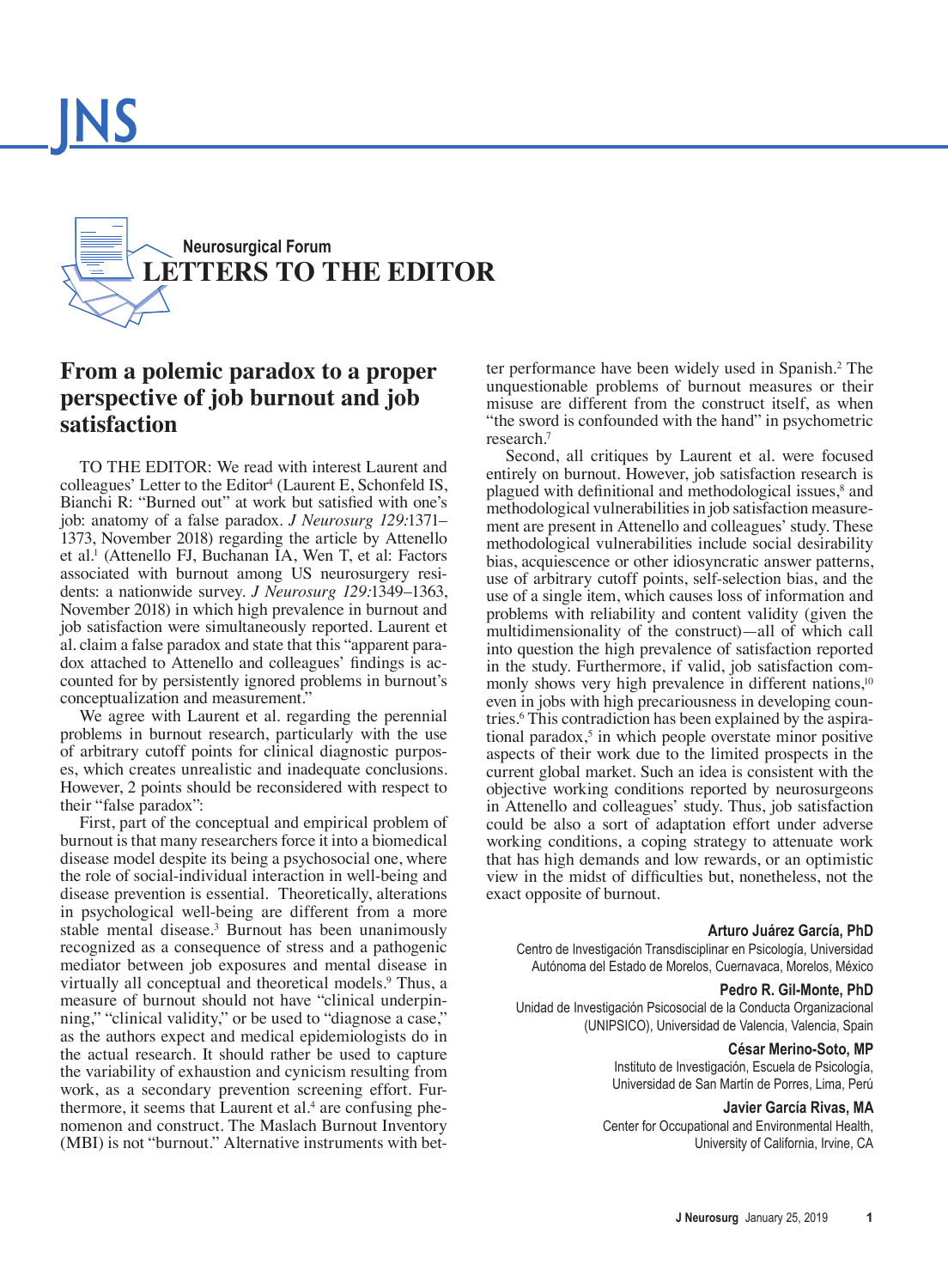## Neurosurgical Forum

# LETTERS TO THE EDITOR

## From a polemic paradox to a proper perspective of job burnout and job satisfaction

TO THE EDITOR: We read with interest Laurent and colleagues' Letter to the Editor[4] (Laurent E, Schonfeld IS, Bianchi R: "Burned out" at work but satisfied with one's job: anatomy of a false paradox. *J Neurosurg 129:*1371–1373, November 2018) regarding the article by Attenello et al.[1] (Attenello FJ, Buchanan IA, Wen T, et al: Factors associated with burnout among US neurosurgery residents: a nationwide survey. *J Neurosurg 129:*1349–1363, November 2018) in which high prevalence in burnout and job satisfaction were simultaneously reported. Laurent et al. claim a false paradox and state that this "apparent paradox attached to Attenello and colleagues' findings is accounted for by persistently ignored problems in burnout's conceptualization and measurement."

We agree with Laurent et al. regarding the perennial problems in burnout research, particularly with the use of arbitrary cutoff points for clinical diagnostic purposes, which creates unrealistic and inadequate conclusions. However, 2 points should be reconsidered with respect to their "false paradox":

First, part of the conceptual and empirical problem of burnout is that many researchers force it into a biomedical disease model despite its being a psychosocial one, where the role of social-individual interaction in well-being and disease prevention is essential. Theoretically, alterations in psychological well-being are different from a more stable mental disease.[3] Burnout has been unanimously recognized as a consequence of stress and a pathogenic mediator between job exposures and mental disease in virtually all conceptual and theoretical models.[9] Thus, a measure of burnout should not have "clinical underpinning," "clinical validity," or be used to "diagnose a case," as the authors expect and medical epidemiologists do in the actual research. It should rather be used to capture the variability of exhaustion and cynicism resulting from work, as a secondary prevention screening effort. Furthermore, it seems that Laurent et al.[4] are confusing phenomenon and construct. The Maslach Burnout Inventory (MBI) is not "burnout." Alternative instruments with better performance have been widely used in Spanish.[2] The unquestionable problems of burnout measures or their misuse are different from the construct itself, as when "the sword is confounded with the hand" in psychometric research.[7]

Second, all critiques by Laurent et al. were focused entirely on burnout. However, job satisfaction research is plagued with definitional and methodological issues,[8] and methodological vulnerabilities in job satisfaction measurement are present in Attenello and colleagues' study. These methodological vulnerabilities include social desirability bias, acquiescence or other idiosyncratic answer patterns, use of arbitrary cutoff points, self-selection bias, and the use of a single item, which causes loss of information and problems with reliability and content validity (given the multidimensionality of the construct)—all of which call into question the high prevalence of satisfaction reported in the study. Furthermore, if valid, job satisfaction commonly shows very high prevalence in different nations,[10] even in jobs with high precariousness in developing countries.[6] This contradiction has been explained by the aspirational paradox,[5] in which people overstate minor positive aspects of their work due to the limited prospects in the current global market. Such an idea is consistent with the objective working conditions reported by neurosurgeons in Attenello and colleagues' study. Thus, job satisfaction could be also a sort of adaptation effort under adverse working conditions, a coping strategy to attenuate work that has high demands and low rewards, or an optimistic view in the midst of difficulties but, nonetheless, not the exact opposite of burnout.

**Arturo Juárez García, PhD**
Centro de Investigación Transdisciplinar en Psicología, Universidad Autónoma del Estado de Morelos, Cuernavaca, Morelos, México

**Pedro R. Gil-Monte, PhD**
Unidad de Investigación Psicosocial de la Conducta Organizacional (UNIPSICO), Universidad de Valencia, Valencia, Spain

**César Merino-Soto, MP**
Instituto de Investigación, Escuela de Psicología, Universidad de San Martín de Porres, Lima, Perú

**Javier García Rivas, MA**
Center for Occupational and Environmental Health, University of California, Irvine, CA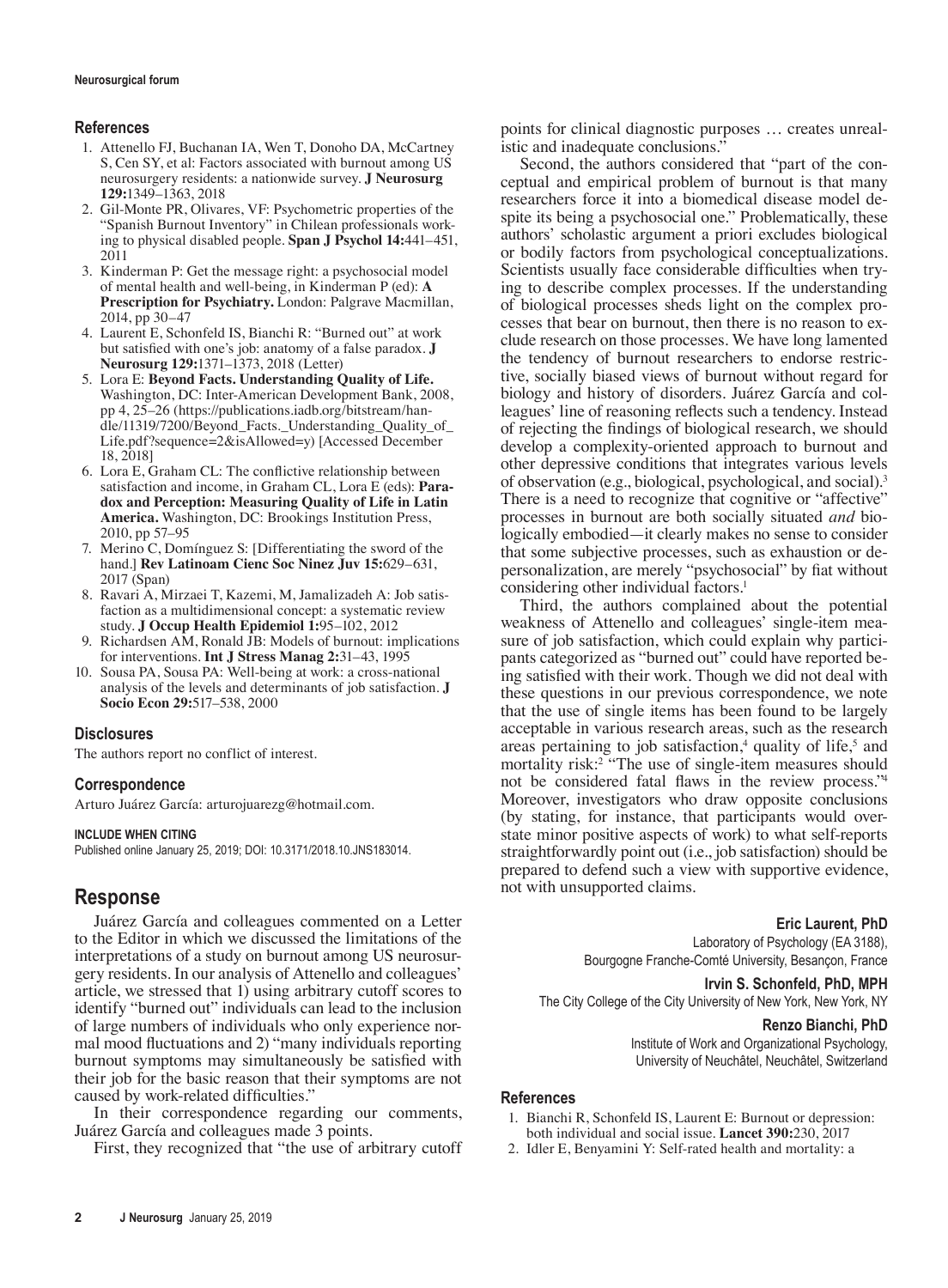## References

1. Attenello FJ, Buchanan IA, Wen T, Donoho DA, McCartney S, Cen SY, et al: Factors associated with burnout among US neurosurgery residents: a nationwide survey. **J Neurosurg 129:**1349–1363, 2018
2. Gil-Monte PR, Olivares, VF: Psychometric properties of the "Spanish Burnout Inventory" in Chilean professionals working to physical disabled people. **Span J Psychol 14:**441–451, 2011
3. Kinderman P: Get the message right: a psychosocial model of mental health and well-being, in Kinderman P (ed): **A Prescription for Psychiatry.** London: Palgrave Macmillan, 2014, pp 30–47
4. Laurent E, Schonfeld IS, Bianchi R: "Burned out" at work but satisfied with one's job: anatomy of a false paradox. **J Neurosurg 129:**1371–1373, 2018 (Letter)
5. Lora E: **Beyond Facts. Understanding Quality of Life.** Washington, DC: Inter-American Development Bank, 2008, pp 4, 25–26 (https://publications.iadb.org/bitstream/handle/11319/7200/Beyond_Facts._Understanding_Quality_of_Life.pdf?sequence=2&isAllowed=y) [Accessed December 18, 2018]
6. Lora E, Graham CL: The conflictive relationship between satisfaction and income, in Graham CL, Lora E (eds): **Paradox and Perception: Measuring Quality of Life in Latin America.** Washington, DC: Brookings Institution Press, 2010, pp 57–95
7. Merino C, Domínguez S: [Differentiating the sword of the hand.] **Rev Latinoam Cienc Soc Ninez Juv 15:**629–631, 2017 (Span)
8. Ravari A, Mirzaei T, Kazemi, M, Jamalizadeh A: Job satisfaction as a multidimensional concept: a systematic review study. **J Occup Health Epidemiol 1:**95–102, 2012
9. Richardsen AM, Ronald JB: Models of burnout: implications for interventions. **Int J Stress Manag 2:**31–43, 1995
10. Sousa PA, Sousa PA: Well-being at work: a cross-national analysis of the levels and determinants of job satisfaction. **J Socio Econ 29:**517–538, 2000

## Disclosures

The authors report no conflict of interest.

## Correspondence

Arturo Juárez García: arturojuarezg@hotmail.com.

### INCLUDE WHEN CITING

Published online January 25, 2019; DOI: 10.3171/2018.10.JNS183014.

# Response

Juárez García and colleagues commented on a Letter to the Editor in which we discussed the limitations of the interpretations of a study on burnout among US neurosurgery residents. In our analysis of Attenello and colleagues' article, we stressed that 1) using arbitrary cutoff scores to identify "burned out" individuals can lead to the inclusion of large numbers of individuals who only experience normal mood fluctuations and 2) "many individuals reporting burnout symptoms may simultaneously be satisfied with their job for the basic reason that their symptoms are not caused by work-related difficulties."

In their correspondence regarding our comments, Juárez García and colleagues made 3 points.

First, they recognized that "the use of arbitrary cutoff points for clinical diagnostic purposes … creates unrealistic and inadequate conclusions."

Second, the authors considered that "part of the conceptual and empirical problem of burnout is that many researchers force it into a biomedical disease model despite its being a psychosocial one." Problematically, these authors' scholastic argument a priori excludes biological or bodily factors from psychological conceptualizations. Scientists usually face considerable difficulties when trying to describe complex processes. If the understanding of biological processes sheds light on the complex processes that bear on burnout, then there is no reason to exclude research on those processes. We have long lamented the tendency of burnout researchers to endorse restrictive, socially biased views of burnout without regard for biology and history of disorders. Juárez García and colleagues' line of reasoning reflects such a tendency. Instead of rejecting the findings of biological research, we should develop a complexity-oriented approach to burnout and other depressive conditions that integrates various levels of observation (e.g., biological, psychological, and social).[3] There is a need to recognize that cognitive or "affective" processes in burnout are both socially situated *and* biologically embodied—it clearly makes no sense to consider that some subjective processes, such as exhaustion or depersonalization, are merely "psychosocial" by fiat without considering other individual factors.[1]

Third, the authors complained about the potential weakness of Attenello and colleagues' single-item measure of job satisfaction, which could explain why participants categorized as "burned out" could have reported being satisfied with their work. Though we did not deal with these questions in our previous correspondence, we note that the use of single items has been found to be largely acceptable in various research areas, such as the research areas pertaining to job satisfaction,[4] quality of life,[5] and mortality risk:[2] "The use of single-item measures should not be considered fatal flaws in the review process."[4] Moreover, investigators who draw opposite conclusions (by stating, for instance, that participants would overstate minor positive aspects of work) to what self-reports straightforwardly point out (i.e., job satisfaction) should be prepared to defend such a view with supportive evidence, not with unsupported claims.

**Eric Laurent, PhD**
Laboratory of Psychology (EA 3188),
Bourgogne Franche-Comté University, Besançon, France

**Irvin S. Schonfeld, PhD, MPH**
The City College of the City University of New York, New York, NY

**Renzo Bianchi, PhD**
Institute of Work and Organizational Psychology,
University of Neuchâtel, Neuchâtel, Switzerland

## References

1. Bianchi R, Schonfeld IS, Laurent E: Burnout or depression: both individual and social issue. **Lancet 390:**230, 2017
2. Idler E, Benyamini Y: Self-rated health and mortality: a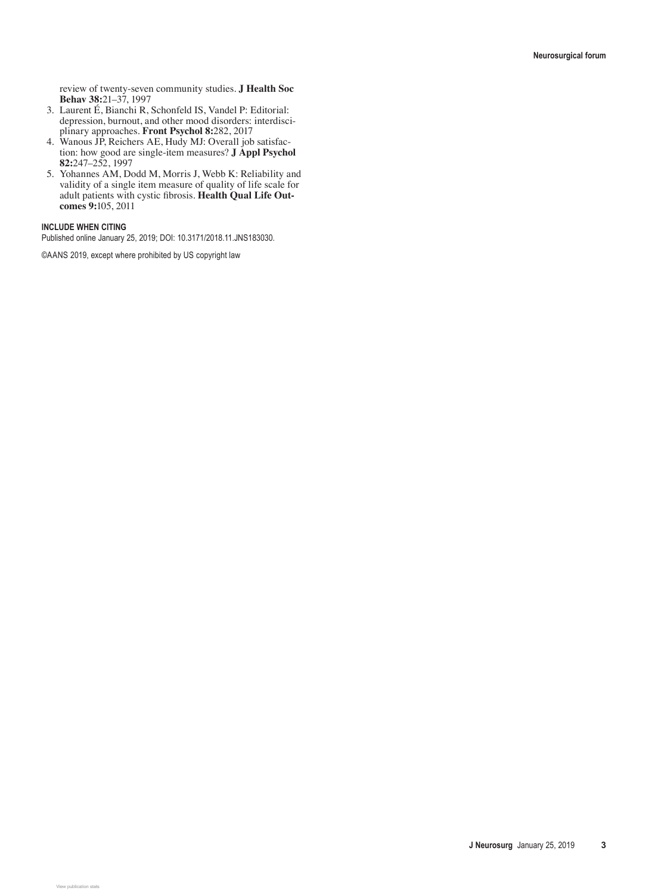review of twenty-seven community studies. **J Health Soc Behav 38:**21–37, 1997

3. Laurent É, Bianchi R, Schonfeld IS, Vandel P: Editorial: depression, burnout, and other mood disorders: interdisciplinary approaches. **Front Psychol 8:**282, 2017
4. Wanous JP, Reichers AE, Hudy MJ: Overall job satisfaction: how good are single-item measures? **J Appl Psychol 82:**247–252, 1997
5. Yohannes AM, Dodd M, Morris J, Webb K: Reliability and validity of a single item measure of quality of life scale for adult patients with cystic fibrosis. **Health Qual Life Outcomes 9:**105, 2011

#### INCLUDE WHEN CITING

Published online January 25, 2019; DOI: 10.3171/2018.11.JNS183030.

©AANS 2019, except where prohibited by US copyright law